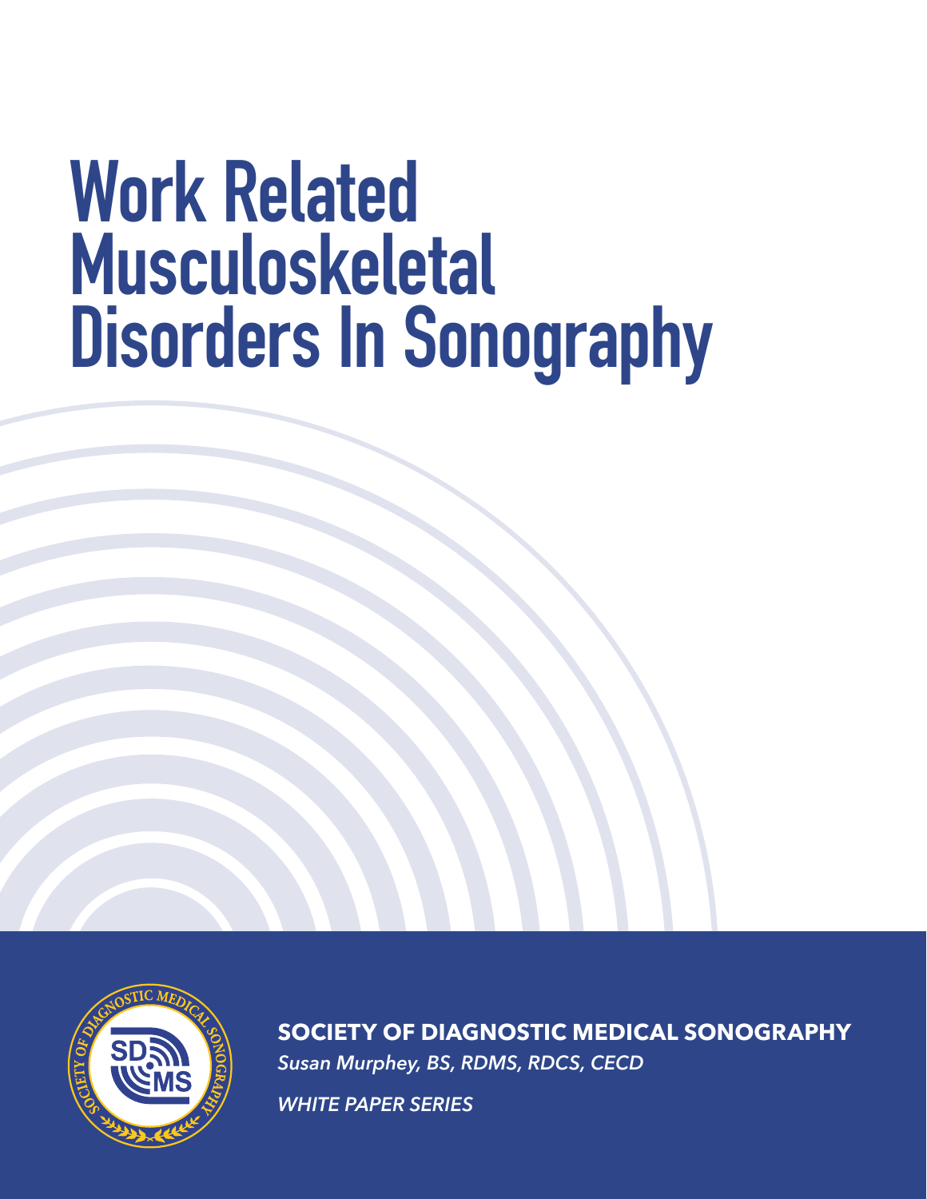# Work Related Musculoskeletal Disorders In Sonography

**SOCIETY OF DIAGNOSTIC MEDICAL SONOGRAPHY**

*Susan Murphey, BS, RDMS, RDCS, CECD*

*WHITE PAPER SERIES*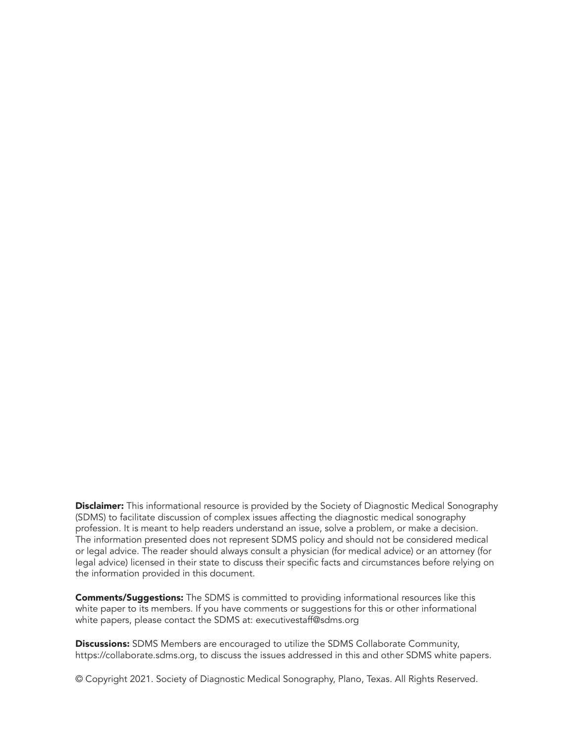**Disclaimer:** This informational resource is provided by the Society of Diagnostic Medical Sonography (SDMS) to facilitate discussion of complex issues affecting the diagnostic medical sonography profession. It is meant to help readers understand an issue, solve a problem, or make a decision. The information presented does not represent SDMS policy and should not be considered medical or legal advice. The reader should always consult a physician (for medical advice) or an attorney (for legal advice) licensed in their state to discuss their specific facts and circumstances before relying on the information provided in this document.

**Comments/Suggestions:** The SDMS is committed to providing informational resources like this white paper to its members. If you have comments or suggestions for this or other informational white papers, please contact the SDMS at: executivestaff@sdms.org

**Discussions:** SDMS Members are encouraged to utilize the SDMS Collaborate Community, https://collaborate.sdms.org, to discuss the issues addressed in this and other SDMS white papers.

© Copyright 2021. Society of Diagnostic Medical Sonography, Plano, Texas. All Rights Reserved.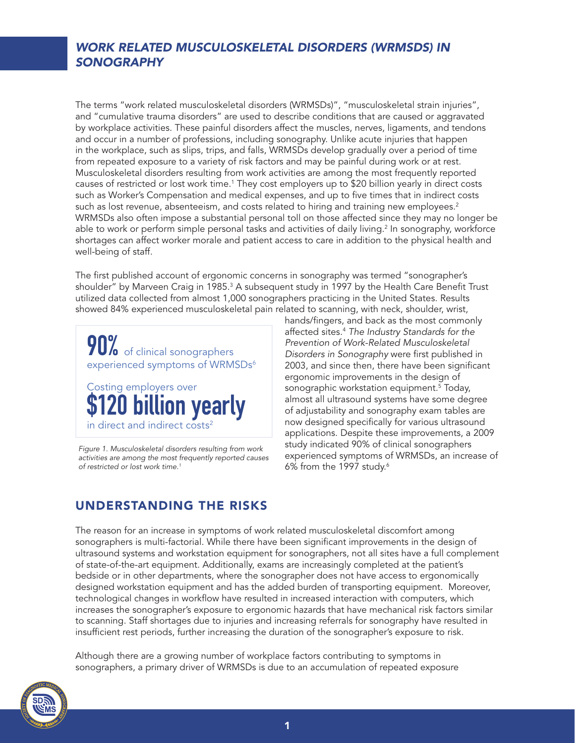# WORK RELATED MUSCULOSKELETAL DISORDERS (WRMSDS) IN SONOGRAPHY

The terms "work related musculoskeletal disorders (WRMSDs)", "musculoskeletal strain injuries", and "cumulative trauma disorders" are used to describe conditions that are caused or aggravated by workplace activities. These painful disorders affect the muscles, nerves, ligaments, and tendons and occur in a number of professions, including sonography. Unlike acute injuries that happen in the workplace, such as slips, trips, and falls, WRMSDs develop gradually over a period of time from repeated exposure to a variety of risk factors and may be painful during work or at rest. Musculoskeletal disorders resulting from work activities are among the most frequently reported causes of restricted or lost work time.[1] They cost employers up to $20 billion yearly in direct costs such as Worker's Compensation and medical expenses, and up to five times that in indirect costs such as lost revenue, absenteeism, and costs related to hiring and training new employees.[2] WRMSDs also often impose a substantial personal toll on those affected since they may no longer be able to work or perform simple personal tasks and activities of daily living.[2] In sonography, workforce shortages can affect worker morale and patient access to care in addition to the physical health and well-being of staff.

The first published account of ergonomic concerns in sonography was termed "sonographer's shoulder" by Marveen Craig in 1985.[3] A subsequent study in 1997 by the Health Care Benefit Trust utilized data collected from almost 1,000 sonographers practicing in the United States. Results showed 84% experienced musculoskeletal pain related to scanning, with neck, shoulder, wrist, hands/fingers, and back as the most commonly affected sites.[4] *The Industry Standards for the Prevention of Work-Related Musculoskeletal Disorders in Sonography* were first published in 2003, and since then, there have been significant ergonomic improvements in the design of sonographic workstation equipment.[5] Today, almost all ultrasound systems have some degree of adjustability and sonography exam tables are now designed specifically for various ultrasound applications. Despite these improvements, a 2009 study indicated 90% of clinical sonographers experienced symptoms of WRMSDs, an increase of 6% from the 1997 study.[6]

**90%** of clinical sonographers experienced symptoms of WRMSDs[6]

Costing employers over **$120 billion yearly** in direct and indirect costs[2]

*Figure 1. Musculoskeletal disorders resulting from work activities are among the most frequently reported causes of restricted or lost work time.[1]*

## UNDERSTANDING THE RISKS

The reason for an increase in symptoms of work related musculoskeletal discomfort among sonographers is multi-factorial. While there have been significant improvements in the design of ultrasound systems and workstation equipment for sonographers, not all sites have a full complement of state-of-the-art equipment. Additionally, exams are increasingly completed at the patient's bedside or in other departments, where the sonographer does not have access to ergonomically designed workstation equipment and has the added burden of transporting equipment. Moreover, technological changes in workflow have resulted in increased interaction with computers, which increases the sonographer's exposure to ergonomic hazards that have mechanical risk factors similar to scanning. Staff shortages due to injuries and increasing referrals for sonography have resulted in insufficient rest periods, further increasing the duration of the sonographer's exposure to risk.

Although there are a growing number of workplace factors contributing to symptoms in sonographers, a primary driver of WRMSDs is due to an accumulation of repeated exposure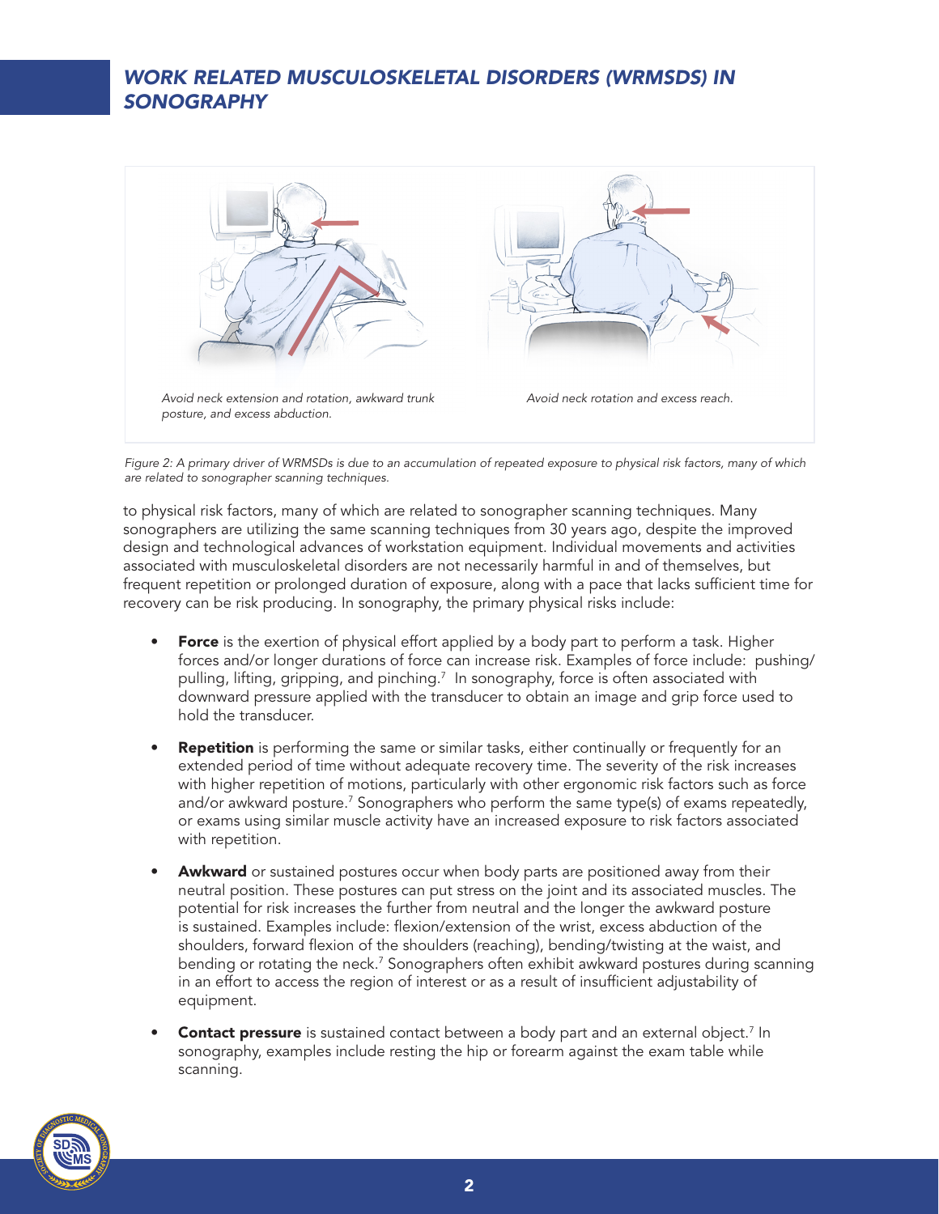*Avoid neck extension and rotation, awkward trunk posture, and excess abduction.*

*Avoid neck rotation and excess reach.*

*Figure 2: A primary driver of WRMSDs is due to an accumulation of repeated exposure to physical risk factors, many of which are related to sonographer scanning techniques.*

to physical risk factors, many of which are related to sonographer scanning techniques. Many sonographers are utilizing the same scanning techniques from 30 years ago, despite the improved design and technological advances of workstation equipment. Individual movements and activities associated with musculoskeletal disorders are not necessarily harmful in and of themselves, but frequent repetition or prolonged duration of exposure, along with a pace that lacks sufficient time for recovery can be risk producing. In sonography, the primary physical risks include:

- **Force** is the exertion of physical effort applied by a body part to perform a task. Higher forces and/or longer durations of force can increase risk. Examples of force include: pushing/pulling, lifting, gripping, and pinching.[7] In sonography, force is often associated with downward pressure applied with the transducer to obtain an image and grip force used to hold the transducer.

- **Repetition** is performing the same or similar tasks, either continually or frequently for an extended period of time without adequate recovery time. The severity of the risk increases with higher repetition of motions, particularly with other ergonomic risk factors such as force and/or awkward posture.[7] Sonographers who perform the same type(s) of exams repeatedly, or exams using similar muscle activity have an increased exposure to risk factors associated with repetition.

- **Awkward** or sustained postures occur when body parts are positioned away from their neutral position. These postures can put stress on the joint and its associated muscles. The potential for risk increases the further from neutral and the longer the awkward posture is sustained. Examples include: flexion/extension of the wrist, excess abduction of the shoulders, forward flexion of the shoulders (reaching), bending/twisting at the waist, and bending or rotating the neck.[7] Sonographers often exhibit awkward postures during scanning in an effort to access the region of interest or as a result of insufficient adjustability of equipment.

- **Contact pressure** is sustained contact between a body part and an external object.[7] In sonography, examples include resting the hip or forearm against the exam table while scanning.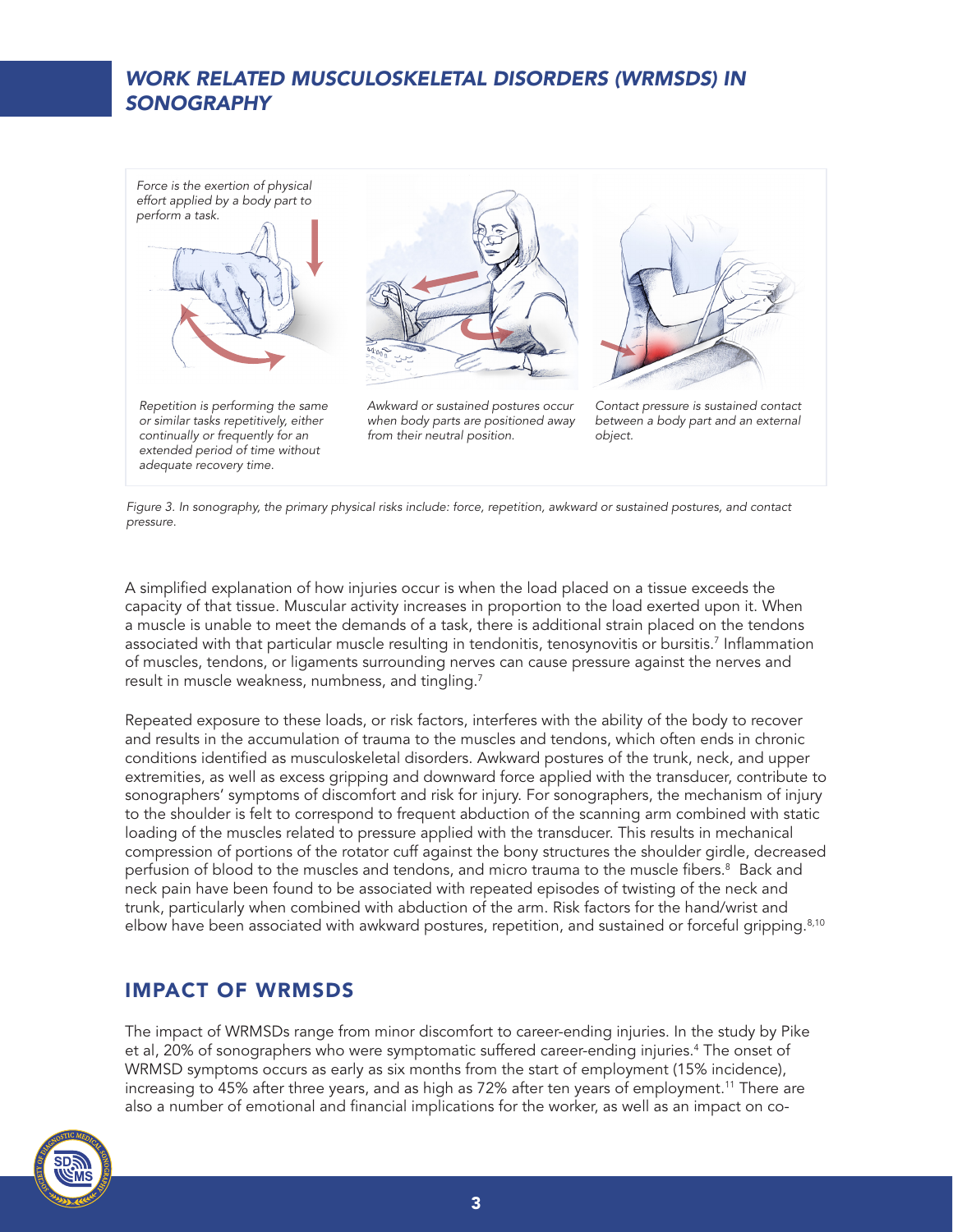*Force is the exertion of physical effort applied by a body part to perform a task.*

*Repetition is performing the same or similar tasks repetitively, either continually or frequently for an extended period of time without adequate recovery time.*

*Awkward or sustained postures occur when body parts are positioned away from their neutral position.*

*Contact pressure is sustained contact between a body part and an external object.*

*Figure 3. In sonography, the primary physical risks include: force, repetition, awkward or sustained postures, and contact pressure.*

A simplified explanation of how injuries occur is when the load placed on a tissue exceeds the capacity of that tissue. Muscular activity increases in proportion to the load exerted upon it. When a muscle is unable to meet the demands of a task, there is additional strain placed on the tendons associated with that particular muscle resulting in tendonitis, tenosynovitis or bursitis.[7] Inflammation of muscles, tendons, or ligaments surrounding nerves can cause pressure against the nerves and result in muscle weakness, numbness, and tingling.[7]

Repeated exposure to these loads, or risk factors, interferes with the ability of the body to recover and results in the accumulation of trauma to the muscles and tendons, which often ends in chronic conditions identified as musculoskeletal disorders. Awkward postures of the trunk, neck, and upper extremities, as well as excess gripping and downward force applied with the transducer, contribute to sonographers' symptoms of discomfort and risk for injury. For sonographers, the mechanism of injury to the shoulder is felt to correspond to frequent abduction of the scanning arm combined with static loading of the muscles related to pressure applied with the transducer. This results in mechanical compression of portions of the rotator cuff against the bony structures the shoulder girdle, decreased perfusion of blood to the muscles and tendons, and micro trauma to the muscle fibers.[8] Back and neck pain have been found to be associated with repeated episodes of twisting of the neck and trunk, particularly when combined with abduction of the arm. Risk factors for the hand/wrist and elbow have been associated with awkward postures, repetition, and sustained or forceful gripping.[8,10]

## IMPACT OF WRMSDS

The impact of WRMSDs range from minor discomfort to career-ending injuries. In the study by Pike et al, 20% of sonographers who were symptomatic suffered career-ending injuries.[4] The onset of WRMSD symptoms occurs as early as six months from the start of employment (15% incidence), increasing to 45% after three years, and as high as 72% after ten years of employment.[11] There are also a number of emotional and financial implications for the worker, as well as an impact on co-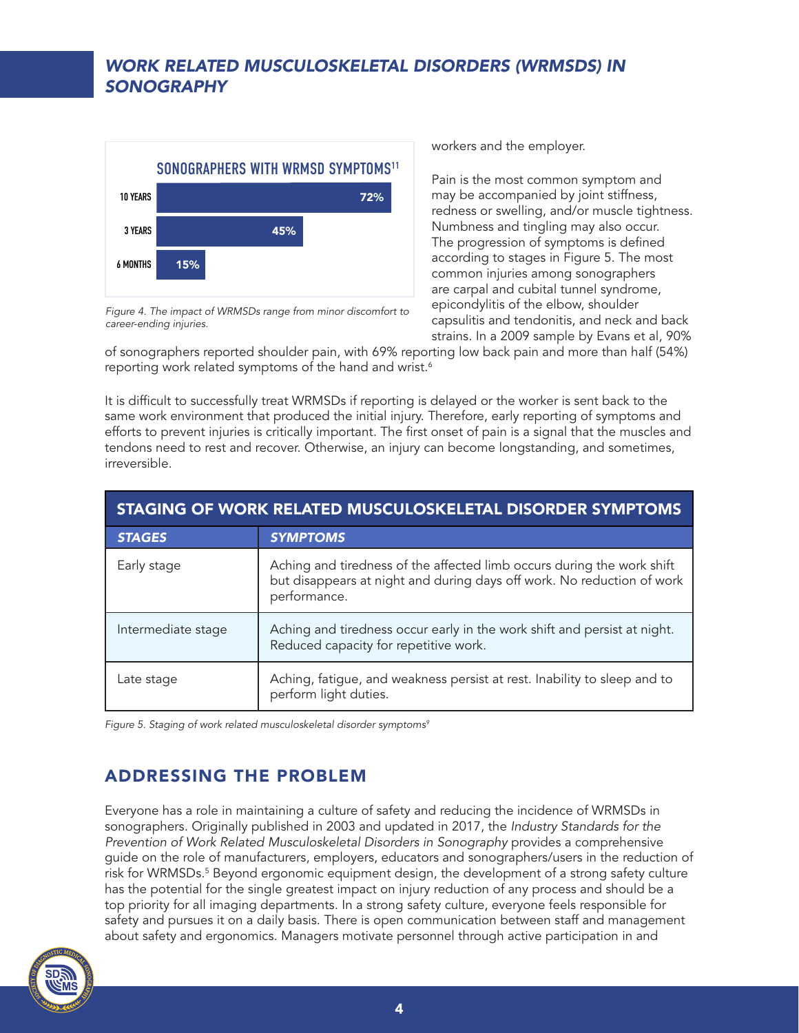SONOGRAPHERS WITH WRMSD SYMPTOMS[11]

| Time | Percentage |
|---|---|
| 10 YEARS | 72% |
| 3 YEARS | 45% |
| 6 MONTHS | 15% |

*Figure 4. The impact of WRMSDs range from minor discomfort to career-ending injuries.*

workers and the employer.

Pain is the most common symptom and may be accompanied by joint stiffness, redness or swelling, and/or muscle tightness. Numbness and tingling may also occur. The progression of symptoms is defined according to stages in Figure 5. The most common injuries among sonographers are carpal and cubital tunnel syndrome, epicondylitis of the elbow, shoulder capsulitis and tendonitis, and neck and back strains. In a 2009 sample by Evans et al, 90% of sonographers reported shoulder pain, with 69% reporting low back pain and more than half (54%) reporting work related symptoms of the hand and wrist.[6]

It is difficult to successfully treat WRMSDs if reporting is delayed or the worker is sent back to the same work environment that produced the initial injury. Therefore, early reporting of symptoms and efforts to prevent injuries is critically important. The first onset of pain is a signal that the muscles and tendons need to rest and recover. Otherwise, an injury can become longstanding, and sometimes, irreversible.

**STAGING OF WORK RELATED MUSCULOSKELETAL DISORDER SYMPTOMS**

| *STAGES* | *SYMPTOMS* |
|---|---|
| Early stage | Aching and tiredness of the affected limb occurs during the work shift but disappears at night and during days off work. No reduction of work performance. |
| Intermediate stage | Aching and tiredness occur early in the work shift and persist at night. Reduced capacity for repetitive work. |
| Late stage | Aching, fatigue, and weakness persist at rest. Inability to sleep and to perform light duties. |

*Figure 5. Staging of work related musculoskeletal disorder symptoms[9]*

## ADDRESSING THE PROBLEM

Everyone has a role in maintaining a culture of safety and reducing the incidence of WRMSDs in sonographers. Originally published in 2003 and updated in 2017, the *Industry Standards for the Prevention of Work Related Musculoskeletal Disorders in Sonography* provides a comprehensive guide on the role of manufacturers, employers, educators and sonographers/users in the reduction of risk for WRMSDs.[5] Beyond ergonomic equipment design, the development of a strong safety culture has the potential for the single greatest impact on injury reduction of any process and should be a top priority for all imaging departments. In a strong safety culture, everyone feels responsible for safety and pursues it on a daily basis. There is open communication between staff and management about safety and ergonomics. Managers motivate personnel through active participation in and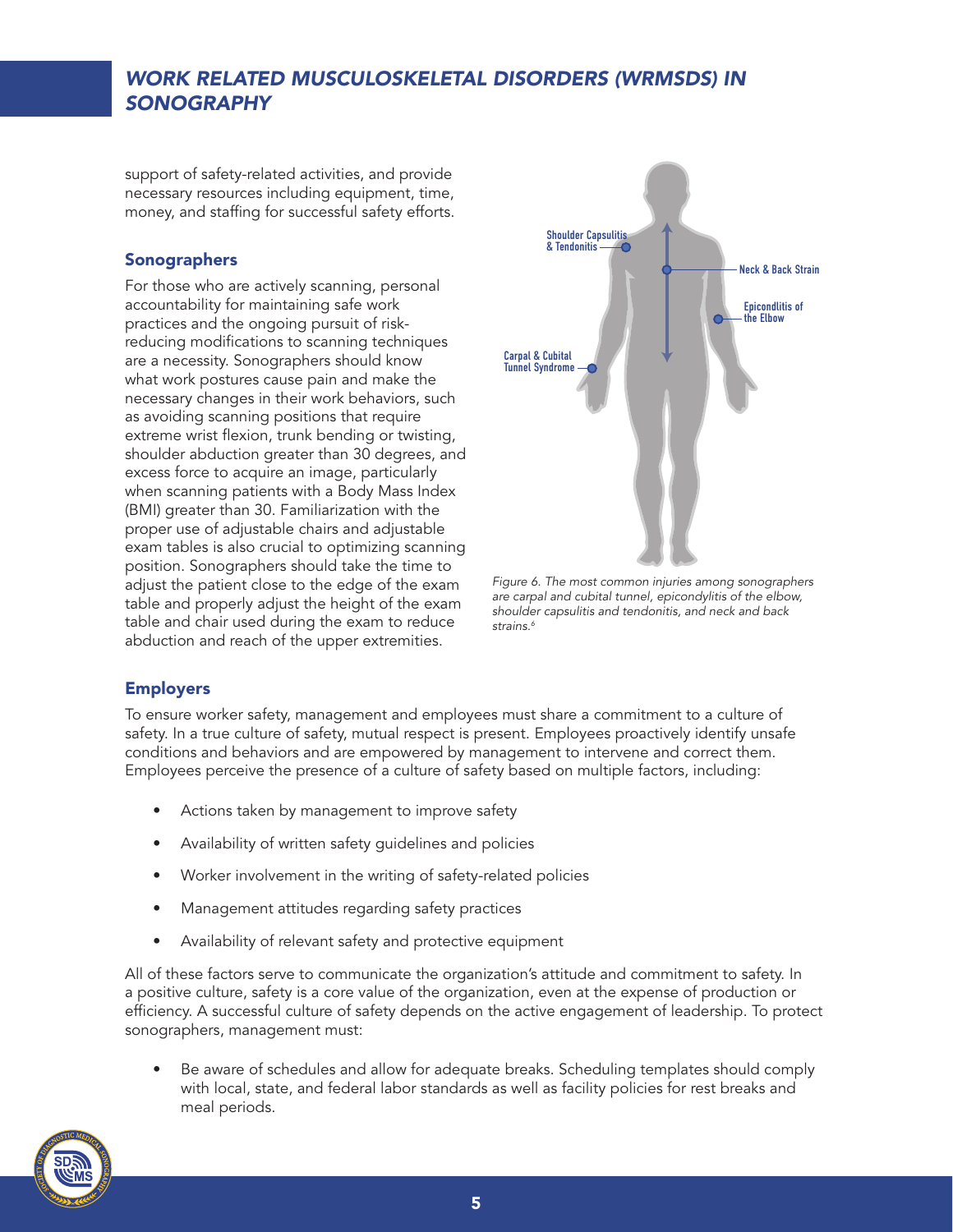support of safety-related activities, and provide necessary resources including equipment, time, money, and staffing for successful safety efforts.

### Sonographers

For those who are actively scanning, personal accountability for maintaining safe work practices and the ongoing pursuit of risk-reducing modifications to scanning techniques are a necessity. Sonographers should know what work postures cause pain and make the necessary changes in their work behaviors, such as avoiding scanning positions that require extreme wrist flexion, trunk bending or twisting, shoulder abduction greater than 30 degrees, and excess force to acquire an image, particularly when scanning patients with a Body Mass Index (BMI) greater than 30. Familiarization with the proper use of adjustable chairs and adjustable exam tables is also crucial to optimizing scanning position. Sonographers should take the time to adjust the patient close to the edge of the exam table and properly adjust the height of the exam table and chair used during the exam to reduce abduction and reach of the upper extremities.

Shoulder Capsulitis & Tendonitis

Neck & Back Strain

Epicondlitis of the Elbow

Carpal & Cubital Tunnel Syndrome

*Figure 6. The most common injuries among sonographers are carpal and cubital tunnel, epicondylitis of the elbow, shoulder capsulitis and tendonitis, and neck and back strains.*[6]

### Employers

To ensure worker safety, management and employees must share a commitment to a culture of safety. In a true culture of safety, mutual respect is present. Employees proactively identify unsafe conditions and behaviors and are empowered by management to intervene and correct them. Employees perceive the presence of a culture of safety based on multiple factors, including:

- Actions taken by management to improve safety
- Availability of written safety guidelines and policies
- Worker involvement in the writing of safety-related policies
- Management attitudes regarding safety practices
- Availability of relevant safety and protective equipment

All of these factors serve to communicate the organization's attitude and commitment to safety. In a positive culture, safety is a core value of the organization, even at the expense of production or efficiency. A successful culture of safety depends on the active engagement of leadership. To protect sonographers, management must:

- Be aware of schedules and allow for adequate breaks. Scheduling templates should comply with local, state, and federal labor standards as well as facility policies for rest breaks and meal periods.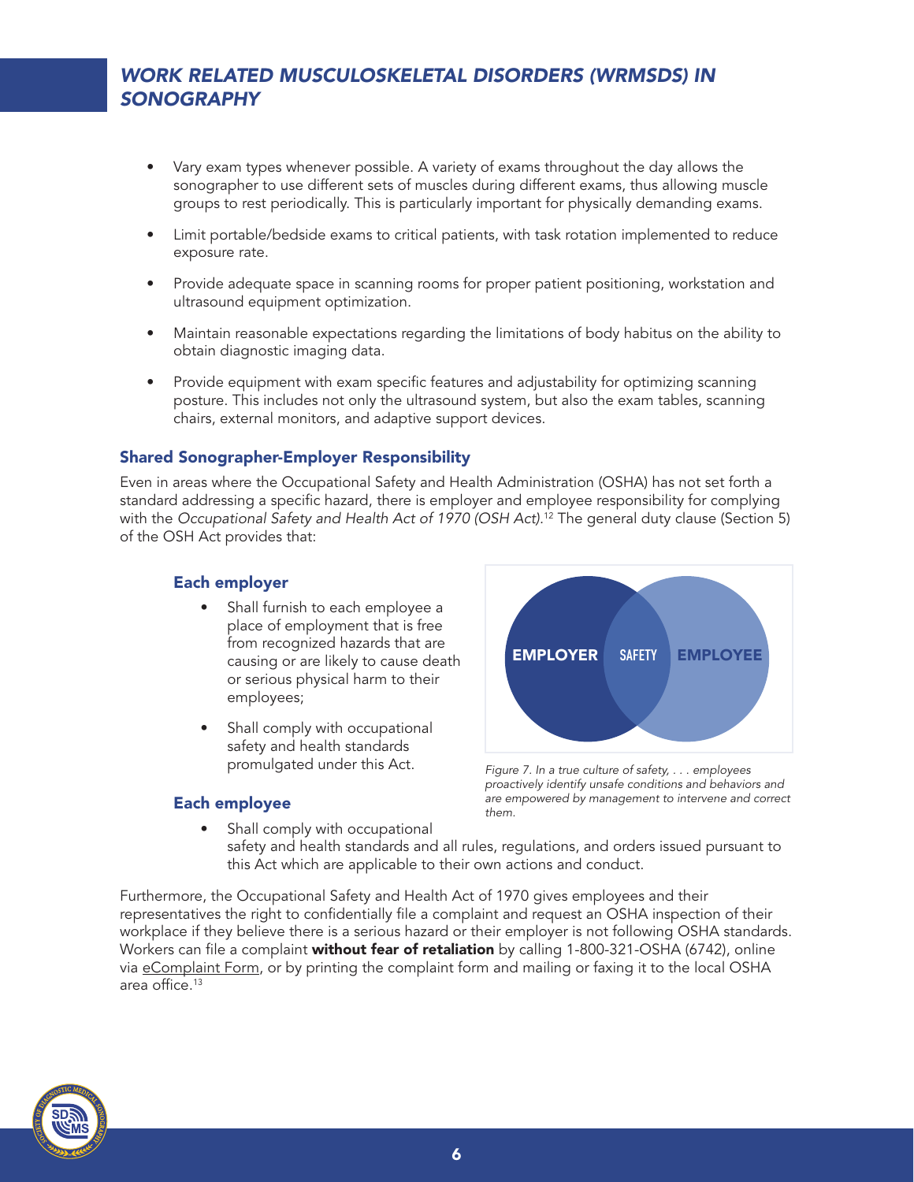- Vary exam types whenever possible. A variety of exams throughout the day allows the sonographer to use different sets of muscles during different exams, thus allowing muscle groups to rest periodically. This is particularly important for physically demanding exams.
- Limit portable/bedside exams to critical patients, with task rotation implemented to reduce exposure rate.
- Provide adequate space in scanning rooms for proper patient positioning, workstation and ultrasound equipment optimization.
- Maintain reasonable expectations regarding the limitations of body habitus on the ability to obtain diagnostic imaging data.
- Provide equipment with exam specific features and adjustability for optimizing scanning posture. This includes not only the ultrasound system, but also the exam tables, scanning chairs, external monitors, and adaptive support devices.

### Shared Sonographer-Employer Responsibility

Even in areas where the Occupational Safety and Health Administration (OSHA) has not set forth a standard addressing a specific hazard, there is employer and employee responsibility for complying with the *Occupational Safety and Health Act of 1970 (OSH Act).*[12] The general duty clause (Section 5) of the OSH Act provides that:

#### Each employer

- Shall furnish to each employee a place of employment that is free from recognized hazards that are causing or are likely to cause death or serious physical harm to their employees;
- Shall comply with occupational safety and health standards promulgated under this Act.

#### Each employee

- Shall comply with occupational safety and health standards and all rules, regulations, and orders issued pursuant to this Act which are applicable to their own actions and conduct.

EMPLOYER

SAFETY

EMPLOYEE

*Figure 7. In a true culture of safety, . . . employees proactively identify unsafe conditions and behaviors and are empowered by management to intervene and correct them.*

Furthermore, the Occupational Safety and Health Act of 1970 gives employees and their representatives the right to confidentially file a complaint and request an OSHA inspection of their workplace if they believe there is a serious hazard or their employer is not following OSHA standards. Workers can file a complaint **without fear of retaliation** by calling 1-800-321-OSHA (6742), online via eComplaint Form, or by printing the complaint form and mailing or faxing it to the local OSHA area office.[13]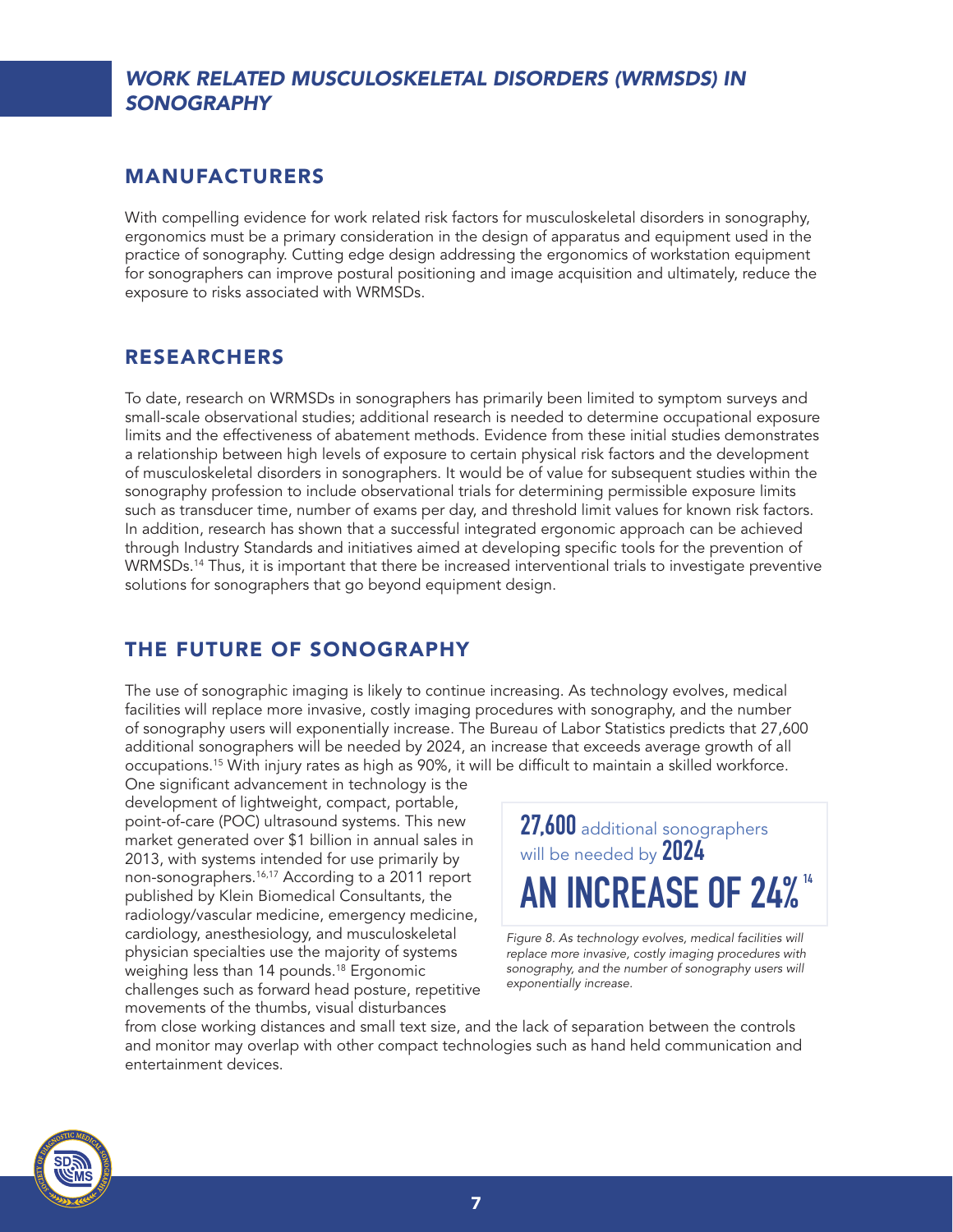## MANUFACTURERS

With compelling evidence for work related risk factors for musculoskeletal disorders in sonography, ergonomics must be a primary consideration in the design of apparatus and equipment used in the practice of sonography. Cutting edge design addressing the ergonomics of workstation equipment for sonographers can improve postural positioning and image acquisition and ultimately, reduce the exposure to risks associated with WRMSDs.

## RESEARCHERS

To date, research on WRMSDs in sonographers has primarily been limited to symptom surveys and small-scale observational studies; additional research is needed to determine occupational exposure limits and the effectiveness of abatement methods. Evidence from these initial studies demonstrates a relationship between high levels of exposure to certain physical risk factors and the development of musculoskeletal disorders in sonographers. It would be of value for subsequent studies within the sonography profession to include observational trials for determining permissible exposure limits such as transducer time, number of exams per day, and threshold limit values for known risk factors. In addition, research has shown that a successful integrated ergonomic approach can be achieved through Industry Standards and initiatives aimed at developing specific tools for the prevention of WRMSDs.[14] Thus, it is important that there be increased interventional trials to investigate preventive solutions for sonographers that go beyond equipment design.

## THE FUTURE OF SONOGRAPHY

The use of sonographic imaging is likely to continue increasing. As technology evolves, medical facilities will replace more invasive, costly imaging procedures with sonography, and the number of sonography users will exponentially increase. The Bureau of Labor Statistics predicts that 27,600 additional sonographers will be needed by 2024, an increase that exceeds average growth of all occupations.[15] With injury rates as high as 90%, it will be difficult to maintain a skilled workforce. One significant advancement in technology is the development of lightweight, compact, portable, point-of-care (POC) ultrasound systems. This new market generated over $1 billion in annual sales in 2013, with systems intended for use primarily by non-sonographers.[16,17] According to a 2011 report published by Klein Biomedical Consultants, the radiology/vascular medicine, emergency medicine, cardiology, anesthesiology, and musculoskeletal physician specialties use the majority of systems weighing less than 14 pounds.[18] Ergonomic challenges such as forward head posture, repetitive movements of the thumbs, visual disturbances from close working distances and small text size, and the lack of separation between the controls and monitor may overlap with other compact technologies such as hand held communication and entertainment devices.

**27,600** additional sonographers will be needed by **2024**

**AN INCREASE OF 24%**[14]

*Figure 8. As technology evolves, medical facilities will replace more invasive, costly imaging procedures with sonography, and the number of sonography users will exponentially increase.*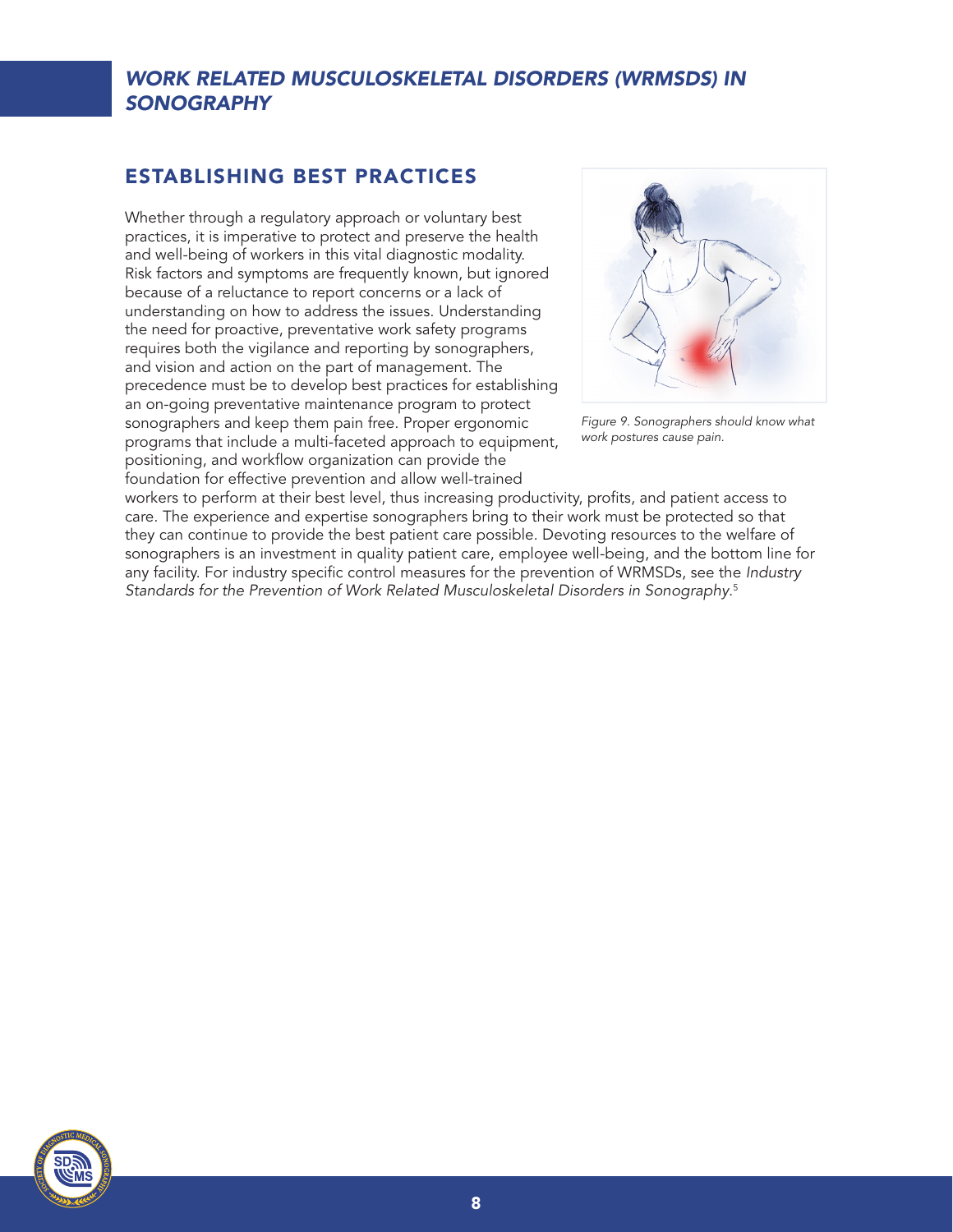## ESTABLISHING BEST PRACTICES

Whether through a regulatory approach or voluntary best practices, it is imperative to protect and preserve the health and well-being of workers in this vital diagnostic modality. Risk factors and symptoms are frequently known, but ignored because of a reluctance to report concerns or a lack of understanding on how to address the issues. Understanding the need for proactive, preventative work safety programs requires both the vigilance and reporting by sonographers, and vision and action on the part of management. The precedence must be to develop best practices for establishing an on-going preventative maintenance program to protect sonographers and keep them pain free. Proper ergonomic programs that include a multi-faceted approach to equipment, positioning, and workflow organization can provide the foundation for effective prevention and allow well-trained workers to perform at their best level, thus increasing productivity, profits, and patient access to care. The experience and expertise sonographers bring to their work must be protected so that they can continue to provide the best patient care possible. Devoting resources to the welfare of sonographers is an investment in quality patient care, employee well-being, and the bottom line for any facility. For industry specific control measures for the prevention of WRMSDs, see the *Industry Standards for the Prevention of Work Related Musculoskeletal Disorders in Sonography.*[5]

*Figure 9. Sonographers should know what work postures cause pain.*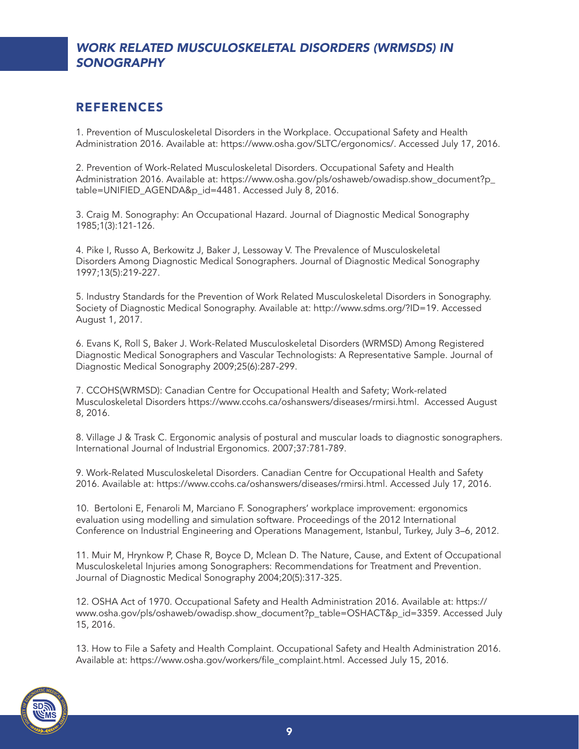## REFERENCES

1. Prevention of Musculoskeletal Disorders in the Workplace. Occupational Safety and Health Administration 2016. Available at: https://www.osha.gov/SLTC/ergonomics/. Accessed July 17, 2016.

2. Prevention of Work-Related Musculoskeletal Disorders. Occupational Safety and Health Administration 2016. Available at: https://www.osha.gov/pls/oshaweb/owadisp.show_document?p_table=UNIFIED_AGENDA&p_id=4481. Accessed July 8, 2016.

3. Craig M. Sonography: An Occupational Hazard. Journal of Diagnostic Medical Sonography 1985;1(3):121-126.

4. Pike I, Russo A, Berkowitz J, Baker J, Lessoway V. The Prevalence of Musculoskeletal Disorders Among Diagnostic Medical Sonographers. Journal of Diagnostic Medical Sonography 1997;13(5):219-227.

5. Industry Standards for the Prevention of Work Related Musculoskeletal Disorders in Sonography. Society of Diagnostic Medical Sonography. Available at: http://www.sdms.org/?ID=19. Accessed August 1, 2017.

6. Evans K, Roll S, Baker J. Work-Related Musculoskeletal Disorders (WRMSD) Among Registered Diagnostic Medical Sonographers and Vascular Technologists: A Representative Sample. Journal of Diagnostic Medical Sonography 2009;25(6):287-299.

7. CCOHS(WRMSD): Canadian Centre for Occupational Health and Safety; Work-related Musculoskeletal Disorders https://www.ccohs.ca/oshanswers/diseases/rmirsi.html. Accessed August 8, 2016.

8. Village J & Trask C. Ergonomic analysis of postural and muscular loads to diagnostic sonographers. International Journal of Industrial Ergonomics. 2007;37:781-789.

9. Work-Related Musculoskeletal Disorders. Canadian Centre for Occupational Health and Safety 2016. Available at: https://www.ccohs.ca/oshanswers/diseases/rmirsi.html. Accessed July 17, 2016.

10. Bertoloni E, Fenaroli M, Marciano F. Sonographers' workplace improvement: ergonomics evaluation using modelling and simulation software. Proceedings of the 2012 International Conference on Industrial Engineering and Operations Management, Istanbul, Turkey, July 3–6, 2012.

11. Muir M, Hrynkow P, Chase R, Boyce D, Mclean D. The Nature, Cause, and Extent of Occupational Musculoskeletal Injuries among Sonographers: Recommendations for Treatment and Prevention. Journal of Diagnostic Medical Sonography 2004;20(5):317-325.

12. OSHA Act of 1970. Occupational Safety and Health Administration 2016. Available at: https://www.osha.gov/pls/oshaweb/owadisp.show_document?p_table=OSHACT&p_id=3359. Accessed July 15, 2016.

13. How to File a Safety and Health Complaint. Occupational Safety and Health Administration 2016. Available at: https://www.osha.gov/workers/file_complaint.html. Accessed July 15, 2016.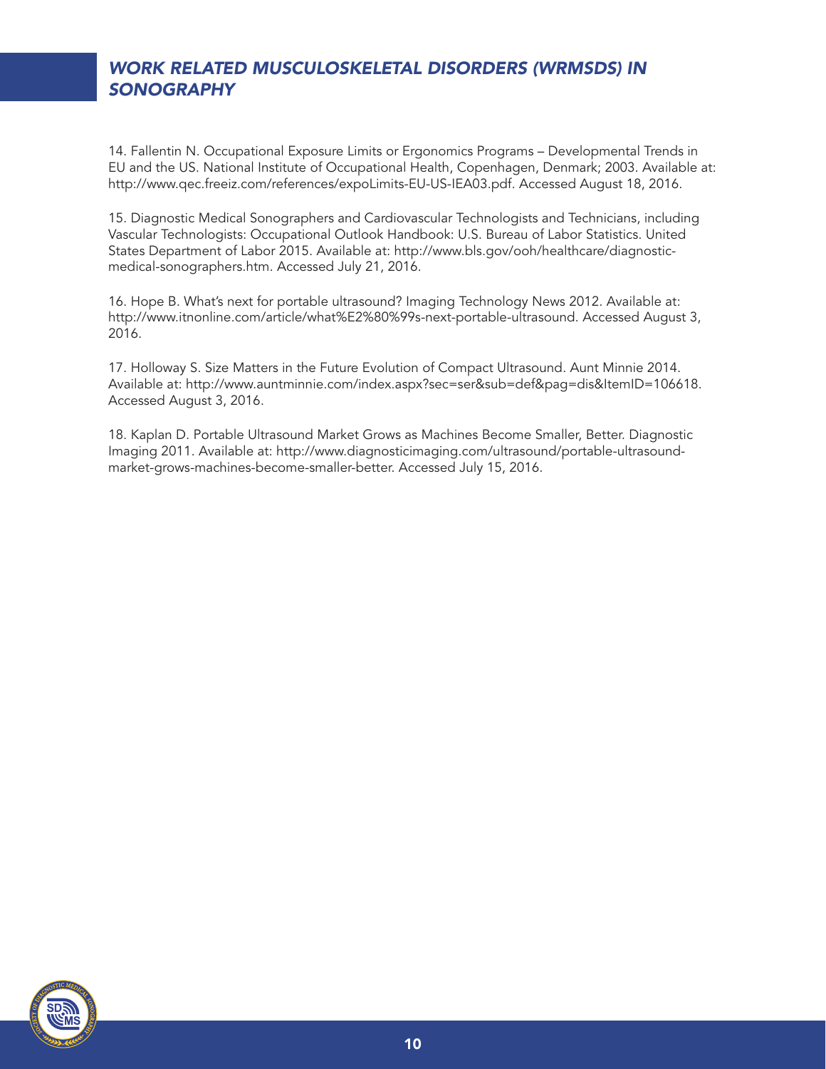14. Fallentin N. Occupational Exposure Limits or Ergonomics Programs – Developmental Trends in EU and the US. National Institute of Occupational Health, Copenhagen, Denmark; 2003. Available at: http://www.qec.freeiz.com/references/expoLimits-EU-US-IEA03.pdf. Accessed August 18, 2016.

15. Diagnostic Medical Sonographers and Cardiovascular Technologists and Technicians, including Vascular Technologists: Occupational Outlook Handbook: U.S. Bureau of Labor Statistics. United States Department of Labor 2015. Available at: http://www.bls.gov/ooh/healthcare/diagnostic-medical-sonographers.htm. Accessed July 21, 2016.

16. Hope B. What's next for portable ultrasound? Imaging Technology News 2012. Available at: http://www.itnonline.com/article/what%E2%80%99s-next-portable-ultrasound. Accessed August 3, 2016.

17. Holloway S. Size Matters in the Future Evolution of Compact Ultrasound. Aunt Minnie 2014. Available at: http://www.auntminnie.com/index.aspx?sec=ser&sub=def&pag=dis&ItemID=106618. Accessed August 3, 2016.

18. Kaplan D. Portable Ultrasound Market Grows as Machines Become Smaller, Better. Diagnostic Imaging 2011. Available at: http://www.diagnosticimaging.com/ultrasound/portable-ultrasound-market-grows-machines-become-smaller-better. Accessed July 15, 2016.